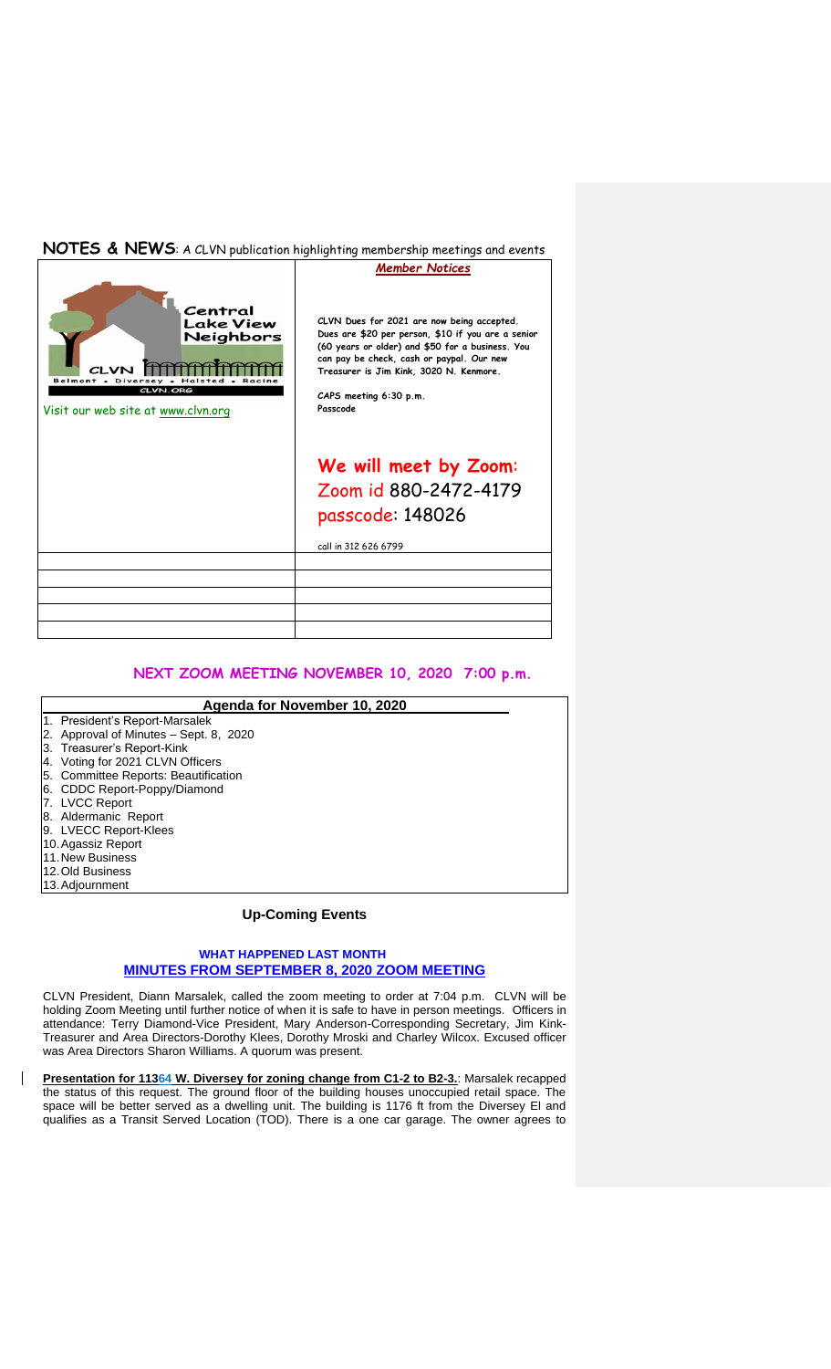## NOTES & NEWS: A CLVN publication highlighting membership meetings and events

Central Lake View Neighbors
CLVN
Belmont • Diversey • Halsted • Racine
CLVN.ORG

Visit our web site at www.clvn.org

### *Member Notices*

CLVN Dues for 2021 are now being accepted. Dues are $20 per person, $10 if you are a senior (60 years or older) and $50 for a business. You can pay be check, cash or paypal. Our new Treasurer is Jim Kink, 3020 N. Kenmore.

CAPS meeting 6:30 p.m.
Passcode

**We will meet by Zoom:**
Zoom id 880-2472-4179
passcode: 148026

call in 312 626 6799

## NEXT ZOOM MEETING NOVEMBER 10, 2020 7:00 p.m.

### Agenda for November 10, 2020

1. President's Report-Marsalek
2. Approval of Minutes – Sept. 8, 2020
3. Treasurer's Report-Kink
4. Voting for 2021 CLVN Officers
5. Committee Reports: Beautification
6. CDDC Report-Poppy/Diamond
7. LVCC Report
8. Aldermanic Report
9. LVECC Report-Klees
10. Agassiz Report
11. New Business
12. Old Business
13. Adjournment

### Up-Coming Events

### WHAT HAPPENED LAST MONTH
### MINUTES FROM SEPTEMBER 8, 2020 ZOOM MEETING

CLVN President, Diann Marsalek, called the zoom meeting to order at 7:04 p.m. CLVN will be holding Zoom Meeting until further notice of when it is safe to have in person meetings. Officers in attendance: Terry Diamond-Vice President, Mary Anderson-Corresponding Secretary, Jim Kink-Treasurer and Area Directors-Dorothy Klees, Dorothy Mroski and Charley Wilcox. Excused officer was Area Directors Sharon Williams. A quorum was present.

**Presentation for 11364 W. Diversey for zoning change from C1-2 to B2-3.**: Marsalek recapped the status of this request. The ground floor of the building houses unoccupied retail space. The space will be better served as a dwelling unit. The building is 1176 ft from the Diversey El and qualifies as a Transit Served Location (TOD). There is a one car garage. The owner agrees to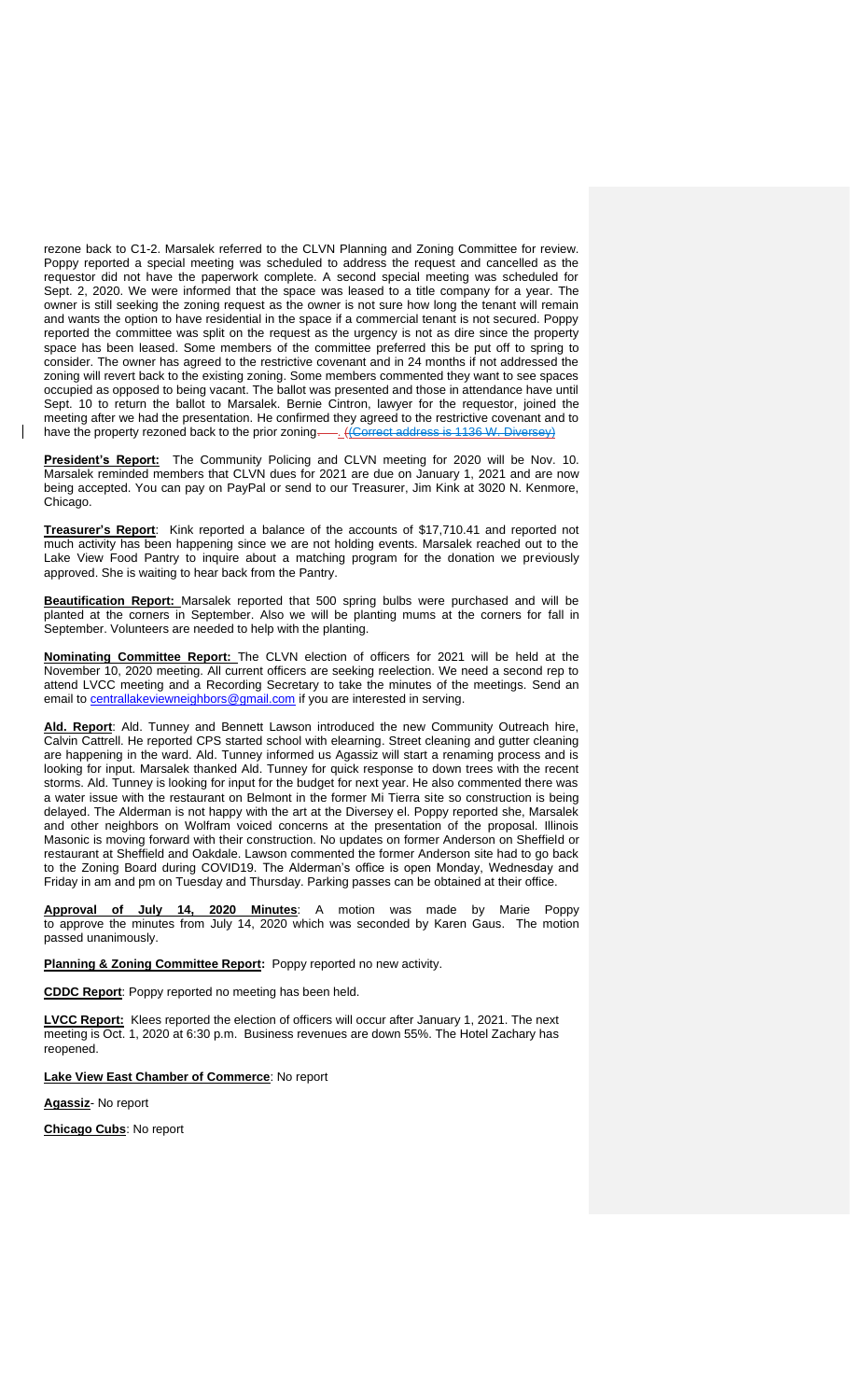rezone back to C1-2. Marsalek referred to the CLVN Planning and Zoning Committee for review. Poppy reported a special meeting was scheduled to address the request and cancelled as the requestor did not have the paperwork complete. A second special meeting was scheduled for Sept. 2, 2020. We were informed that the space was leased to a title company for a year. The owner is still seeking the zoning request as the owner is not sure how long the tenant will remain and wants the option to have residential in the space if a commercial tenant is not secured. Poppy reported the committee was split on the request as the urgency is not as dire since the property space has been leased. Some members of the committee preferred this be put off to spring to consider. The owner has agreed to the restrictive covenant and in 24 months if not addressed the zoning will revert back to the existing zoning. Some members commented they want to see spaces occupied as opposed to being vacant. The ballot was presented and those in attendance have until Sept. 10 to return the ballot to Marsalek. Bernie Cintron, lawyer for the requestor, joined the meeting after we had the presentation. He confirmed they agreed to the restrictive covenant and to have the property rezoned back to the prior zoning. ((Correct address is 1136 W. Diversey)

**President's Report:** The Community Policing and CLVN meeting for 2020 will be Nov. 10. Marsalek reminded members that CLVN dues for 2021 are due on January 1, 2021 and are now being accepted. You can pay on PayPal or send to our Treasurer, Jim Kink at 3020 N. Kenmore, Chicago.

**Treasurer's Report**: Kink reported a balance of the accounts of $17,710.41 and reported not much activity has been happening since we are not holding events. Marsalek reached out to the Lake View Food Pantry to inquire about a matching program for the donation we previously approved. She is waiting to hear back from the Pantry.

**Beautification Report:** Marsalek reported that 500 spring bulbs were purchased and will be planted at the corners in September. Also we will be planting mums at the corners for fall in September. Volunteers are needed to help with the planting.

**Nominating Committee Report:** The CLVN election of officers for 2021 will be held at the November 10, 2020 meeting. All current officers are seeking reelection. We need a second rep to attend LVCC meeting and a Recording Secretary to take the minutes of the meetings. Send an email to centrallakeviewneighbors@gmail.com if you are interested in serving.

**Ald. Report**: Ald. Tunney and Bennett Lawson introduced the new Community Outreach hire, Calvin Cattrell. He reported CPS started school with elearning. Street cleaning and gutter cleaning are happening in the ward. Ald. Tunney informed us Agassiz will start a renaming process and is looking for input. Marsalek thanked Ald. Tunney for quick response to down trees with the recent storms. Ald. Tunney is looking for input for the budget for next year. He also commented there was a water issue with the restaurant on Belmont in the former Mi Tierra site so construction is being delayed. The Alderman is not happy with the art at the Diversey el. Poppy reported she, Marsalek and other neighbors on Wolfram voiced concerns at the presentation of the proposal. Illinois Masonic is moving forward with their construction. No updates on former Anderson on Sheffield or restaurant at Sheffield and Oakdale. Lawson commented the former Anderson site had to go back to the Zoning Board during COVID19. The Alderman's office is open Monday, Wednesday and Friday in am and pm on Tuesday and Thursday. Parking passes can be obtained at their office.

**Approval of July 14, 2020 Minutes**: A motion was made by Marie Poppy to approve the minutes from July 14, 2020 which was seconded by Karen Gaus. The motion passed unanimously.

**Planning & Zoning Committee Report:** Poppy reported no new activity.

**CDDC Report**: Poppy reported no meeting has been held.

**LVCC Report:** Klees reported the election of officers will occur after January 1, 2021. The next meeting is Oct. 1, 2020 at 6:30 p.m. Business revenues are down 55%. The Hotel Zachary has reopened.

**Lake View East Chamber of Commerce**: No report

**Agassiz**- No report

**Chicago Cubs**: No report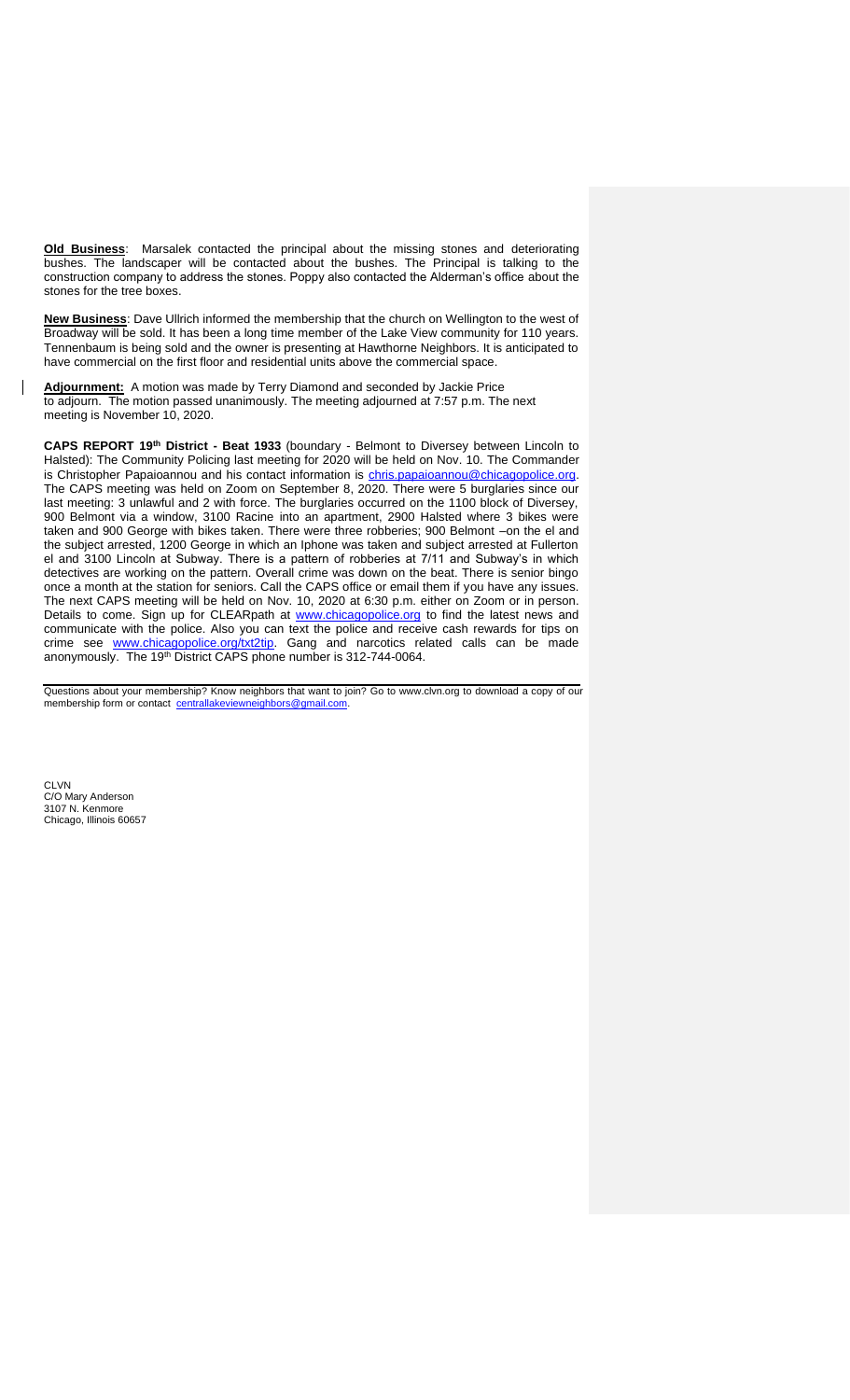**Old Business**: Marsalek contacted the principal about the missing stones and deteriorating bushes. The landscaper will be contacted about the bushes. The Principal is talking to the construction company to address the stones. Poppy also contacted the Alderman's office about the stones for the tree boxes.

**New Business**: Dave Ullrich informed the membership that the church on Wellington to the west of Broadway will be sold. It has been a long time member of the Lake View community for 110 years. Tennenbaum is being sold and the owner is presenting at Hawthorne Neighbors. It is anticipated to have commercial on the first floor and residential units above the commercial space.

**Adjournment:** A motion was made by Terry Diamond and seconded by Jackie Price to adjourn. The motion passed unanimously. The meeting adjourned at 7:57 p.m. The next meeting is November 10, 2020.

**CAPS REPORT 19th District - Beat 1933** (boundary - Belmont to Diversey between Lincoln to Halsted): The Community Policing last meeting for 2020 will be held on Nov. 10. The Commander is Christopher Papaioannou and his contact information is chris.papaioannou@chicagopolice.org. The CAPS meeting was held on Zoom on September 8, 2020. There were 5 burglaries since our last meeting: 3 unlawful and 2 with force. The burglaries occurred on the 1100 block of Diversey, 900 Belmont via a window, 3100 Racine into an apartment, 2900 Halsted where 3 bikes were taken and 900 George with bikes taken. There were three robberies; 900 Belmont –on the el and the subject arrested, 1200 George in which an Iphone was taken and subject arrested at Fullerton el and 3100 Lincoln at Subway. There is a pattern of robberies at 7/11 and Subway's in which detectives are working on the pattern. Overall crime was down on the beat. There is senior bingo once a month at the station for seniors. Call the CAPS office or email them if you have any issues. The next CAPS meeting will be held on Nov. 10, 2020 at 6:30 p.m. either on Zoom or in person. Details to come. Sign up for CLEARpath at www.chicagopolice.org to find the latest news and communicate with the police. Also you can text the police and receive cash rewards for tips on crime see www.chicagopolice.org/txt2tip. Gang and narcotics related calls can be made anonymously. The 19th District CAPS phone number is 312-744-0064.

---

Questions about your membership? Know neighbors that want to join? Go to www.clvn.org to download a copy of our membership form or contact centrallakeviewneighbors@gmail.com.

CLVN
C/O Mary Anderson
3107 N. Kenmore
Chicago, Illinois 60657